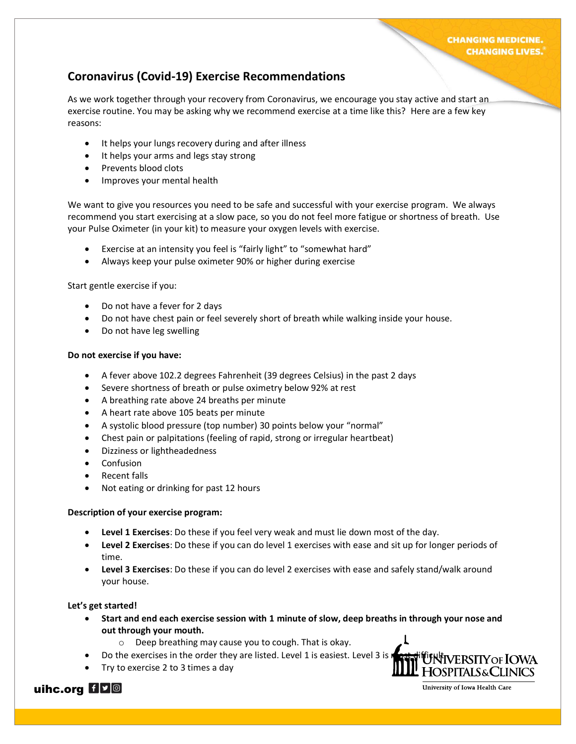# Coronavirus (Covid-19) Exercise Recommendations

As we work together through your recovery from Coronavirus, we encourage you stay active and start an exercise routine. You may be asking why we recommend exercise at a time like this? Here are a few key reasons:

- It helps your lungs recovery during and after illness
- It helps your arms and legs stay strong
- Prevents blood clots
- Improves your mental health

We want to give you resources you need to be safe and successful with your exercise program. We always recommend you start exercising at a slow pace, so you do not feel more fatigue or shortness of breath. Use your Pulse Oximeter (in your kit) to measure your oxygen levels with exercise.

- Exercise at an intensity you feel is "fairly light" to "somewhat hard"
- Always keep your pulse oximeter 90% or higher during exercise

Start gentle exercise if you:

- Do not have a fever for 2 days
- Do not have chest pain or feel severely short of breath while walking inside your house.
- Do not have leg swelling

**Do not exercise if you have:**

- A fever above 102.2 degrees Fahrenheit (39 degrees Celsius) in the past 2 days
- Severe shortness of breath or pulse oximetry below 92% at rest
- A breathing rate above 24 breaths per minute
- A heart rate above 105 beats per minute
- A systolic blood pressure (top number) 30 points below your "normal"
- Chest pain or palpitations (feeling of rapid, strong or irregular heartbeat)
- Dizziness or lightheadedness
- Confusion
- Recent falls
- Not eating or drinking for past 12 hours

**Description of your exercise program:**

- **Level 1 Exercises**: Do these if you feel very weak and must lie down most of the day.
- **Level 2 Exercises**: Do these if you can do level 1 exercises with ease and sit up for longer periods of time.
- **Level 3 Exercises**: Do these if you can do level 2 exercises with ease and safely stand/walk around your house.

**Let's get started!**

- **Start and end each exercise session with 1 minute of slow, deep breaths in through your nose and out through your mouth.**
  - Deep breathing may cause you to cough. That is okay.
- Do the exercises in the order they are listed. Level 1 is easiest. Level 3 is most difficult.
- Try to exercise 2 to 3 times a day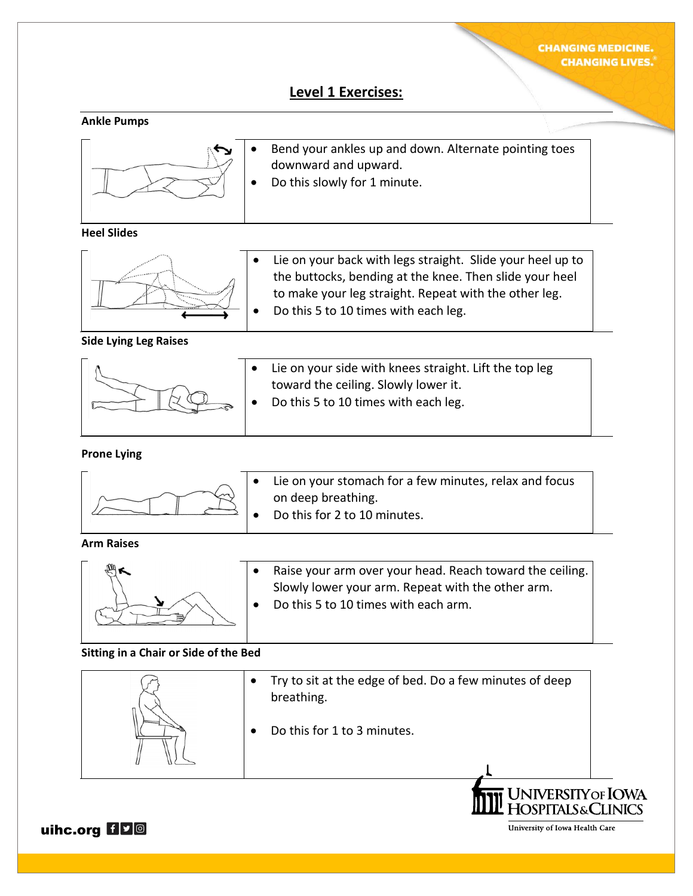## Level 1 Exercises:

**Ankle Pumps**

- Bend your ankles up and down. Alternate pointing toes downward and upward.
- Do this slowly for 1 minute.

**Heel Slides**

- Lie on your back with legs straight. Slide your heel up to the buttocks, bending at the knee. Then slide your heel to make your leg straight. Repeat with the other leg.
- Do this 5 to 10 times with each leg.

**Side Lying Leg Raises**

- Lie on your side with knees straight. Lift the top leg toward the ceiling. Slowly lower it.
- Do this 5 to 10 times with each leg.

**Prone Lying**

- Lie on your stomach for a few minutes, relax and focus on deep breathing.
- Do this for 2 to 10 minutes.

**Arm Raises**

- Raise your arm over your head. Reach toward the ceiling. Slowly lower your arm. Repeat with the other arm.
- Do this 5 to 10 times with each arm.

**Sitting in a Chair or Side of the Bed**

- Try to sit at the edge of bed. Do a few minutes of deep breathing.
- Do this for 1 to 3 minutes.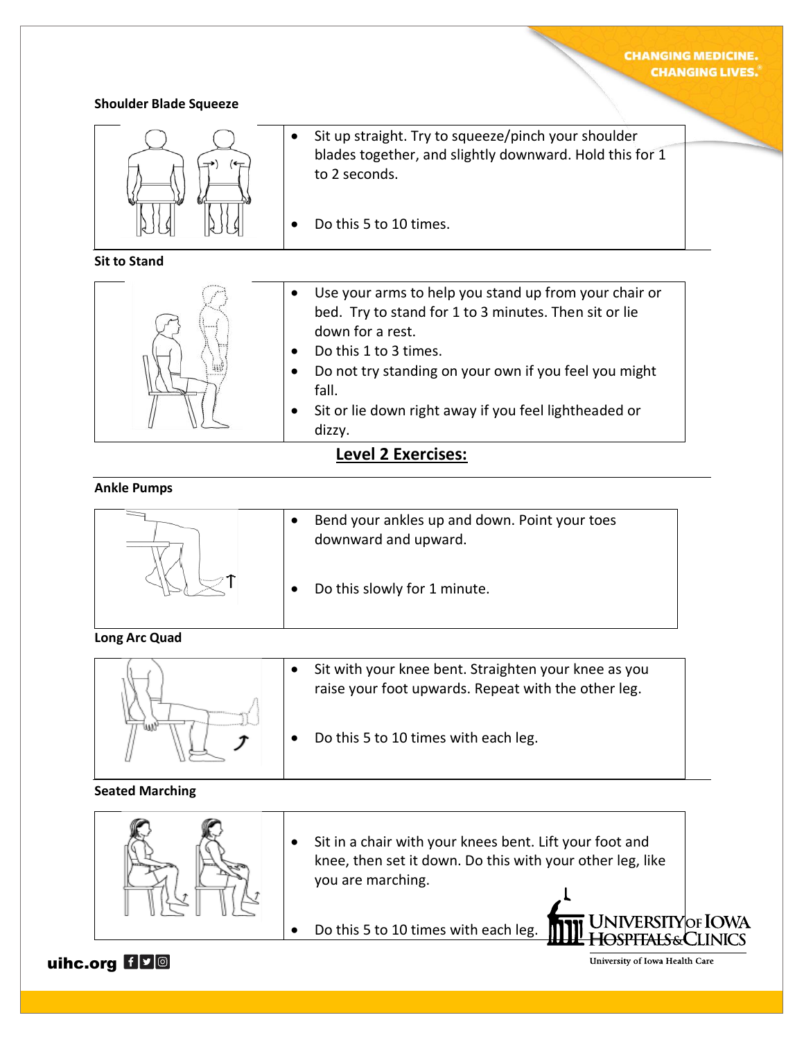**Shoulder Blade Squeeze**

- Sit up straight. Try to squeeze/pinch your shoulder blades together, and slightly downward. Hold this for 1 to 2 seconds.
- Do this 5 to 10 times.

**Sit to Stand**

- Use your arms to help you stand up from your chair or bed. Try to stand for 1 to 3 minutes. Then sit or lie down for a rest.
- Do this 1 to 3 times.
- Do not try standing on your own if you feel you might fall.
- Sit or lie down right away if you feel lightheaded or dizzy.

## Level 2 Exercises:

**Ankle Pumps**

- Bend your ankles up and down. Point your toes downward and upward.
- Do this slowly for 1 minute.

**Long Arc Quad**

- Sit with your knee bent. Straighten your knee as you raise your foot upwards. Repeat with the other leg.
- Do this 5 to 10 times with each leg.

**Seated Marching**

- Sit in a chair with your knees bent. Lift your foot and knee, then set it down. Do this with your other leg, like you are marching.
- Do this 5 to 10 times with each leg.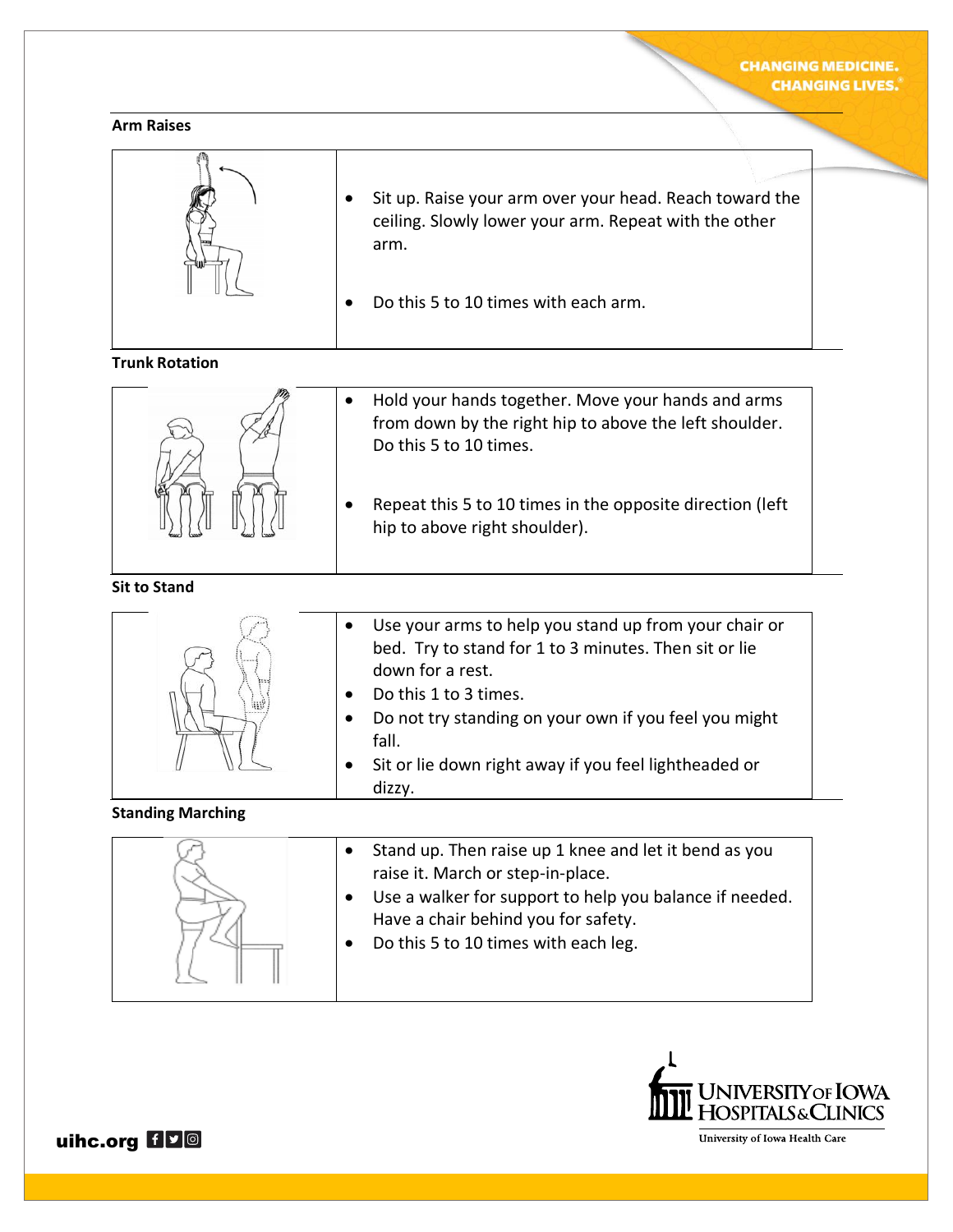### Arm Raises

- Sit up. Raise your arm over your head. Reach toward the ceiling. Slowly lower your arm. Repeat with the other arm.
- Do this 5 to 10 times with each arm.

### Trunk Rotation

- Hold your hands together. Move your hands and arms from down by the right hip to above the left shoulder. Do this 5 to 10 times.
- Repeat this 5 to 10 times in the opposite direction (left hip to above right shoulder).

### Sit to Stand

- Use your arms to help you stand up from your chair or bed. Try to stand for 1 to 3 minutes. Then sit or lie down for a rest.
- Do this 1 to 3 times.
- Do not try standing on your own if you feel you might fall.
- Sit or lie down right away if you feel lightheaded or dizzy.

### Standing Marching

- Stand up. Then raise up 1 knee and let it bend as you raise it. March or step-in-place.
- Use a walker for support to help you balance if needed. Have a chair behind you for safety.
- Do this 5 to 10 times with each leg.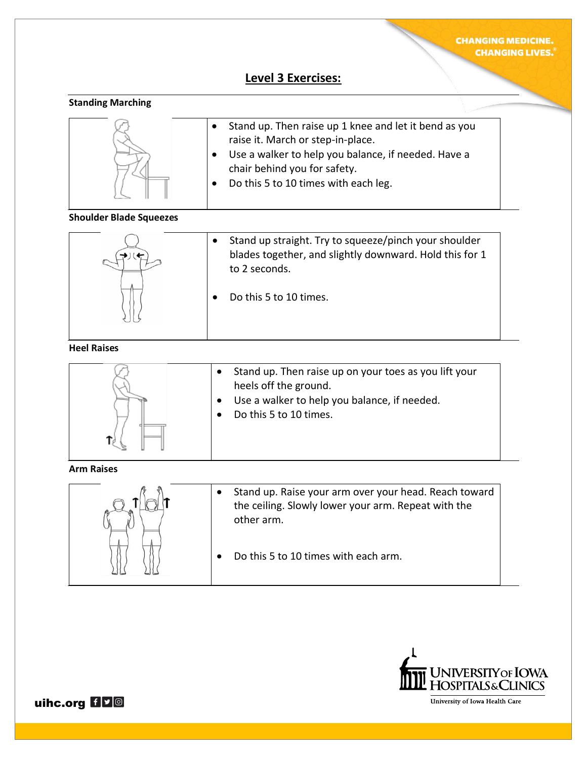## Level 3 Exercises:

### Standing Marching

- Stand up. Then raise up 1 knee and let it bend as you raise it. March or step-in-place.
- Use a walker to help you balance, if needed. Have a chair behind you for safety.
- Do this 5 to 10 times with each leg.

### Shoulder Blade Squeezes

- Stand up straight. Try to squeeze/pinch your shoulder blades together, and slightly downward. Hold this for 1 to 2 seconds.
- Do this 5 to 10 times.

### Heel Raises

- Stand up. Then raise up on your toes as you lift your heels off the ground.
- Use a walker to help you balance, if needed.
- Do this 5 to 10 times.

### Arm Raises

- Stand up. Raise your arm over your head. Reach toward the ceiling. Slowly lower your arm. Repeat with the other arm.
- Do this 5 to 10 times with each arm.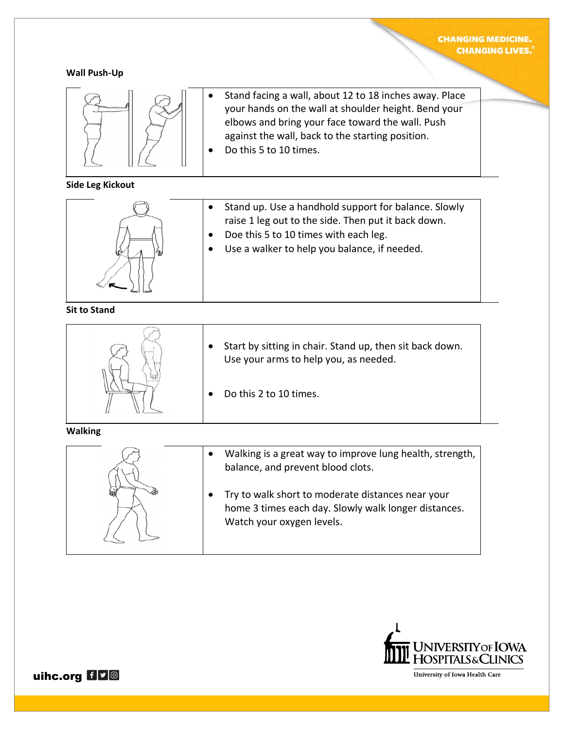### Wall Push-Up

- Stand facing a wall, about 12 to 18 inches away. Place your hands on the wall at shoulder height. Bend your elbows and bring your face toward the wall. Push against the wall, back to the starting position.
- Do this 5 to 10 times.

### Side Leg Kickout

- Stand up. Use a handhold support for balance. Slowly raise 1 leg out to the side. Then put it back down.
- Doe this 5 to 10 times with each leg.
- Use a walker to help you balance, if needed.

### Sit to Stand

- Start by sitting in chair. Stand up, then sit back down. Use your arms to help you, as needed.
- Do this 2 to 10 times.

### Walking

- Walking is a great way to improve lung health, strength, balance, and prevent blood clots.
- Try to walk short to moderate distances near your home 3 times each day. Slowly walk longer distances. Watch your oxygen levels.